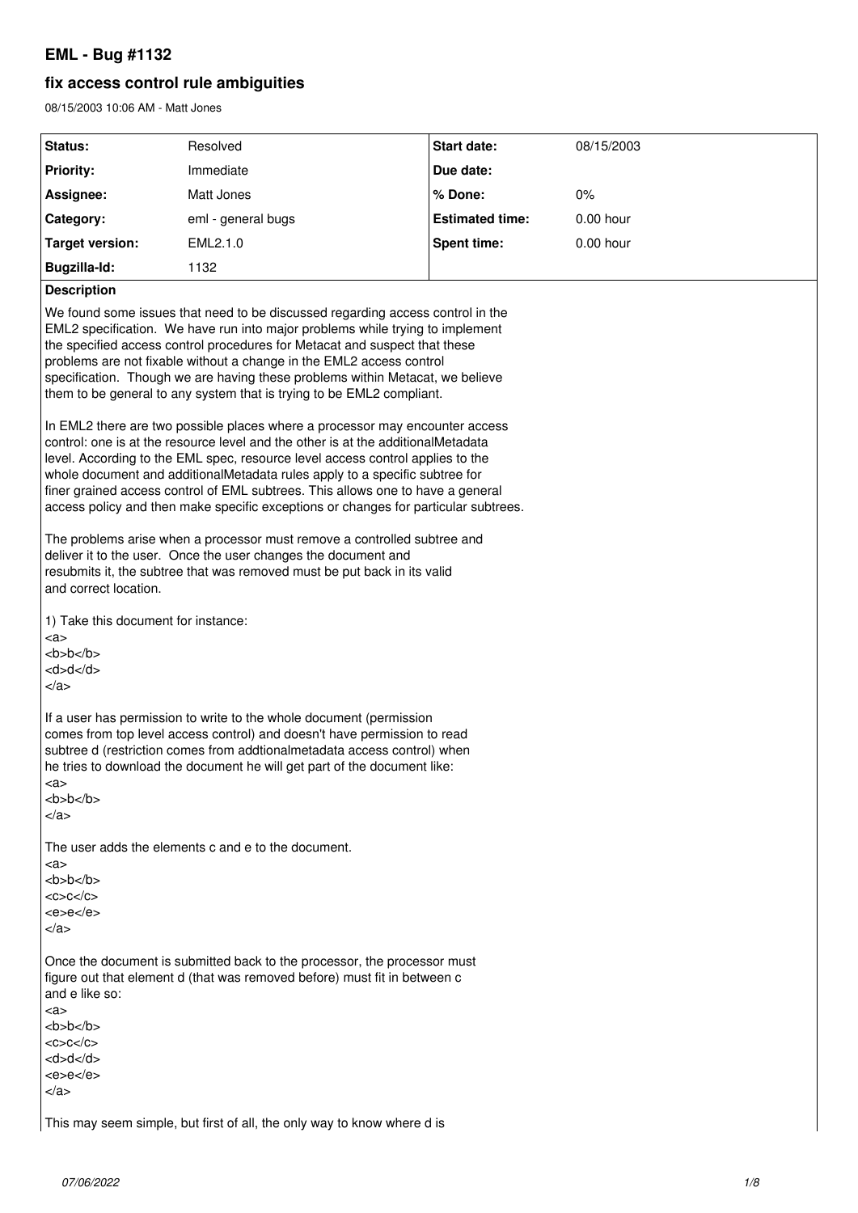# EML - Bug #1132

## fix access control rule ambiguities

08/15/2003 10:06 AM - Matt Jones

| Status: | Resolved | Start date: | 08/15/2003 |
| --- | --- | --- | --- |
| Priority: | Immediate | Due date: | |
| Assignee: | Matt Jones | % Done: | 0% |
| Category: | eml - general bugs | Estimated time: | 0.00 hour |
| Target version: | EML2.1.0 | Spent time: | 0.00 hour |
| Bugzilla-Id: | 1132 | | |

**Description**

We found some issues that need to be discussed regarding access control in the EML2 specification. We have run into major problems while trying to implement the specified access control procedures for Metacat and suspect that these problems are not fixable without a change in the EML2 access control specification. Though we are having these problems within Metacat, we believe them to be general to any system that is trying to be EML2 compliant.

In EML2 there are two possible places where a processor may encounter access control: one is at the resource level and the other is at the additionalMetadata level. According to the EML spec, resource level access control applies to the whole document and additionalMetadata rules apply to a specific subtree for finer grained access control of EML subtrees. This allows one to have a general access policy and then make specific exceptions or changes for particular subtrees.

The problems arise when a processor must remove a controlled subtree and deliver it to the user. Once the user changes the document and resubmits it, the subtree that was removed must be put back in its valid and correct location.

1) Take this document for instance:

```
<a>
<b>b</b>
<d>d</d>
</a>
```

If a user has permission to write to the whole document (permission comes from top level access control) and doesn't have permission to read subtree d (restriction comes from addtionalmetadata access control) when he tries to download the document he will get part of the document like:

```
<a>
<b>b</b>
</a>
```

The user adds the elements c and e to the document.

```
<a>
<b>b</b>
<c>c</c>
<e>e</e>
</a>
```

Once the document is submitted back to the processor, the processor must figure out that element d (that was removed before) must fit in between c and e like so:

```
<a>
<b>b</b>
<c>c</c>
<d>d</d>
<e>e</e>
</a>
```

This may seem simple, but first of all, the only way to know where d is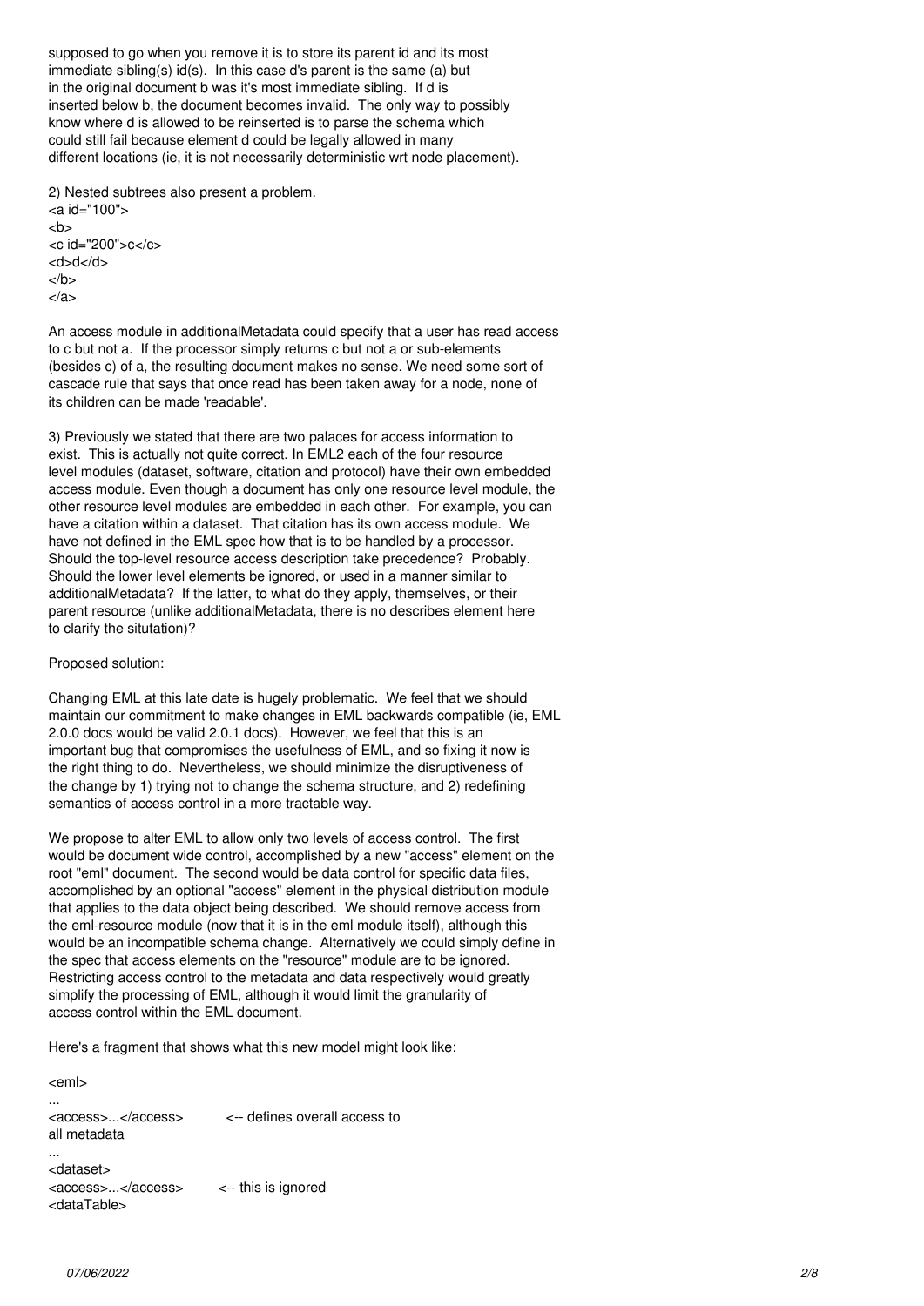supposed to go when you remove it is to store its parent id and its most immediate sibling(s) id(s). In this case d's parent is the same (a) but in the original document b was it's most immediate sibling. If d is inserted below b, the document becomes invalid. The only way to possibly know where d is allowed to be reinserted is to parse the schema which could still fail because element d could be legally allowed in many different locations (ie, it is not necessarily deterministic wrt node placement).

2) Nested subtrees also present a problem.

```
<a id="100">
<b>
<c id="200">c</c>
<d>d</d>
</b>
</a>
```

An access module in additionalMetadata could specify that a user has read access to c but not a. If the processor simply returns c but not a or sub-elements (besides c) of a, the resulting document makes no sense. We need some sort of cascade rule that says that once read has been taken away for a node, none of its children can be made 'readable'.

3) Previously we stated that there are two palaces for access information to exist. This is actually not quite correct. In EML2 each of the four resource level modules (dataset, software, citation and protocol) have their own embedded access module. Even though a document has only one resource level module, the other resource level modules are embedded in each other. For example, you can have a citation within a dataset. That citation has its own access module. We have not defined in the EML spec how that is to be handled by a processor. Should the top-level resource access description take precedence? Probably. Should the lower level elements be ignored, or used in a manner similar to additionalMetadata? If the latter, to what do they apply, themselves, or their parent resource (unlike additionalMetadata, there is no describes element here to clarify the situtation)?

Proposed solution:

Changing EML at this late date is hugely problematic. We feel that we should maintain our commitment to make changes in EML backwards compatible (ie, EML 2.0.0 docs would be valid 2.0.1 docs). However, we feel that this is an important bug that compromises the usefulness of EML, and so fixing it now is the right thing to do. Nevertheless, we should minimize the disruptiveness of the change by 1) trying not to change the schema structure, and 2) redefining semantics of access control in a more tractable way.

We propose to alter EML to allow only two levels of access control. The first would be document wide control, accomplished by a new "access" element on the root "eml" document. The second would be data control for specific data files, accomplished by an optional "access" element in the physical distribution module that applies to the data object being described. We should remove access from the eml-resource module (now that it is in the eml module itself), although this would be an incompatible schema change. Alternatively we could simply define in the spec that access elements on the "resource" module are to be ignored. Restricting access control to the metadata and data respectively would greatly simplify the processing of EML, although it would limit the granularity of access control within the EML document.

Here's a fragment that shows what this new model might look like:

```
<eml>
...
<access>...</access>          <-- defines overall access to
all metadata
...
<dataset>
<access>...</access>         <-- this is ignored
<dataTable>
```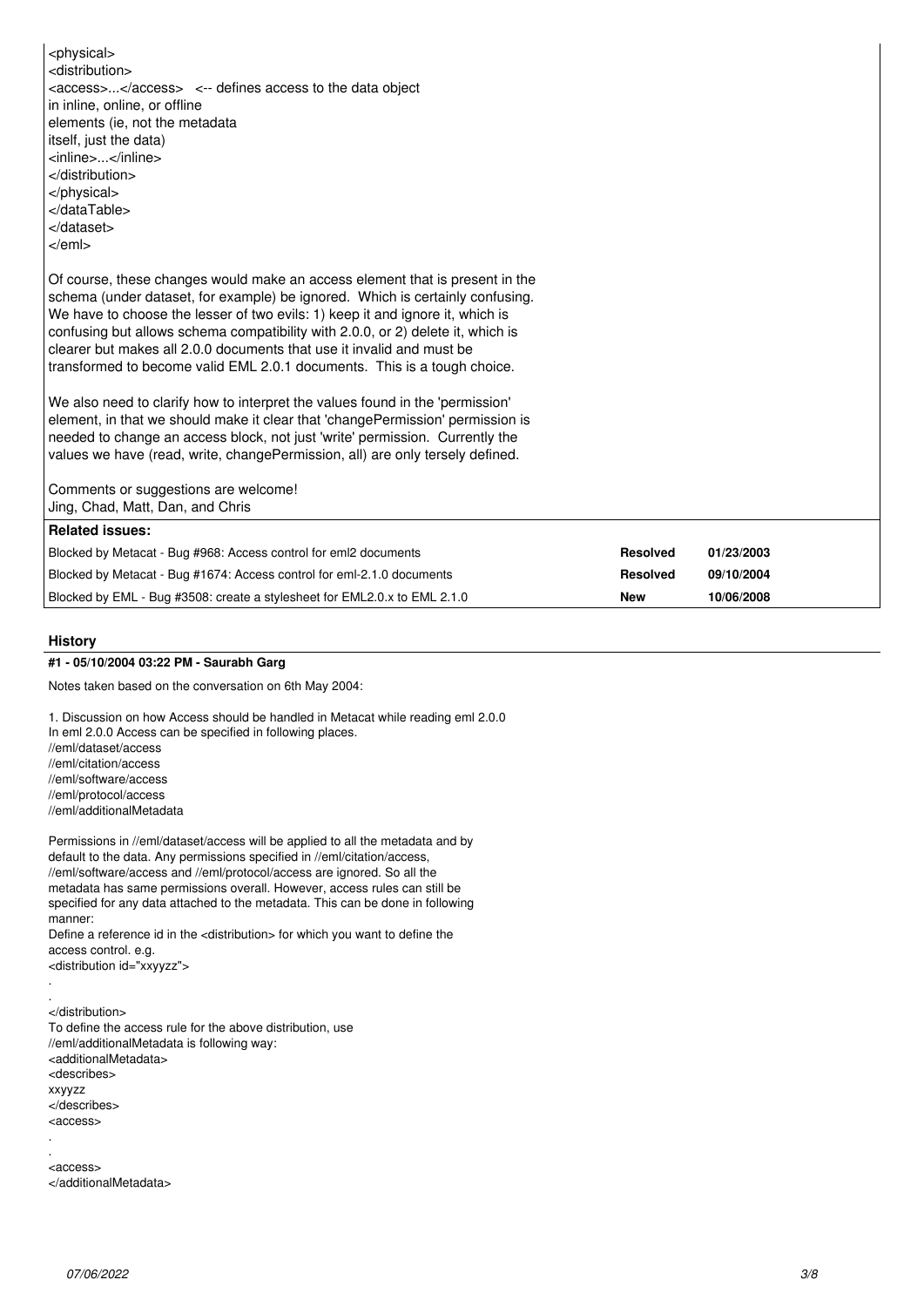```
<physical>
<distribution>
<access>...</access>   <-- defines access to the data object
in inline, online, or offline
elements (ie, not the metadata
itself, just the data)
<inline>...</inline>
</distribution>
</physical>
</dataTable>
</dataset>
</eml>
```

Of course, these changes would make an access element that is present in the schema (under dataset, for example) be ignored. Which is certainly confusing. We have to choose the lesser of two evils: 1) keep it and ignore it, which is confusing but allows schema compatibility with 2.0.0, or 2) delete it, which is clearer but makes all 2.0.0 documents that use it invalid and must be transformed to become valid EML 2.0.1 documents. This is a tough choice.

We also need to clarify how to interpret the values found in the 'permission' element, in that we should make it clear that 'changePermission' permission is needed to change an access block, not just 'write' permission. Currently the values we have (read, write, changePermission, all) are only tersely defined.

Comments or suggestions are welcome!
Jing, Chad, Matt, Dan, and Chris

**Related issues:**

| | | |
|---|---|---|
| Blocked by Metacat - Bug #968: Access control for eml2 documents | **Resolved** | **01/23/2003** |
| Blocked by Metacat - Bug #1674: Access control for eml-2.1.0 documents | **Resolved** | **09/10/2004** |
| Blocked by EML - Bug #3508: create a stylesheet for EML2.0.x to EML 2.1.0 | **New** | **10/06/2008** |

## History

### #1 - 05/10/2004 03:22 PM - Saurabh Garg

Notes taken based on the conversation on 6th May 2004:

1. Discussion on how Access should be handled in Metacat while reading eml 2.0.0
In eml 2.0.0 Access can be specified in following places.
//eml/dataset/access
//eml/citation/access
//eml/software/access
//eml/protocol/access
//eml/additionalMetadata

Permissions in //eml/dataset/access will be applied to all the metadata and by default to the data. Any permissions specified in //eml/citation/access, //eml/software/access and //eml/protocol/access are ignored. So all the metadata has same permissions overall. However, access rules can still be specified for any data attached to the metadata. This can be done in following manner:
Define a reference id in the <distribution> for which you want to define the access control. e.g.

```
<distribution id="xxyyzz">
.
.
</distribution>
```

To define the access rule for the above distribution, use //eml/additionalMetadata is following way:

```
<additionalMetadata>
<describes>
xxyyzz
</describes>
<access>
.
.
<access>
</additionalMetadata>
```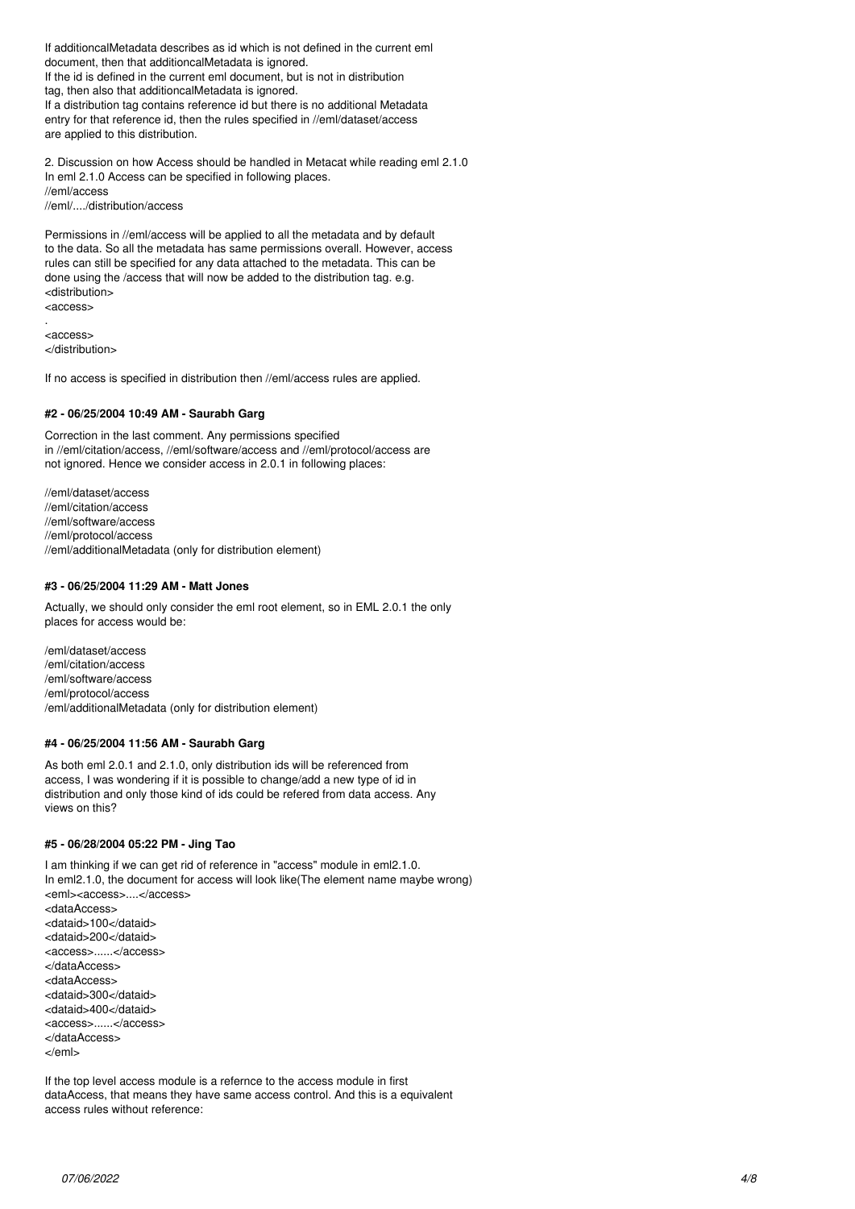If additioncalMetadata describes as id which is not defined in the current eml document, then that additioncalMetadata is ignored.
If the id is defined in the current eml document, but is not in distribution tag, then also that additioncalMetadata is ignored.
If a distribution tag contains reference id but there is no additional Metadata entry for that reference id, then the rules specified in //eml/dataset/access are applied to this distribution.

2. Discussion on how Access should be handled in Metacat while reading eml 2.1.0
In eml 2.1.0 Access can be specified in following places.
//eml/access
//eml/..../distribution/access

Permissions in //eml/access will be applied to all the metadata and by default to the data. So all the metadata has same permissions overall. However, access rules can still be specified for any data attached to the metadata. This can be done using the /access that will now be added to the distribution tag. e.g.

```
<distribution>
<access>
.
<access>
</distribution>
```

If no access is specified in distribution then //eml/access rules are applied.

#### #2 - 06/25/2004 10:49 AM - Saurabh Garg

Correction in the last comment. Any permissions specified in //eml/citation/access, //eml/software/access and //eml/protocol/access are not ignored. Hence we consider access in 2.0.1 in following places:

//eml/dataset/access
//eml/citation/access
//eml/software/access
//eml/protocol/access
//eml/additionalMetadata (only for distribution element)

#### #3 - 06/25/2004 11:29 AM - Matt Jones

Actually, we should only consider the eml root element, so in EML 2.0.1 the only places for access would be:

/eml/dataset/access
/eml/citation/access
/eml/software/access
/eml/protocol/access
/eml/additionalMetadata (only for distribution element)

#### #4 - 06/25/2004 11:56 AM - Saurabh Garg

As both eml 2.0.1 and 2.1.0, only distribution ids will be referenced from access, I was wondering if it is possible to change/add a new type of id in distribution and only those kind of ids could be refered from data access. Any views on this?

#### #5 - 06/28/2004 05:22 PM - Jing Tao

I am thinking if we can get rid of reference in "access" module in eml2.1.0.
In eml2.1.0, the document for access will look like(The element name maybe wrong)

```
<eml><access>....</access>
<dataAccess>
<dataid>100</dataid>
<dataid>200</dataid>
<access>......</access>
</dataAccess>
<dataAccess>
<dataid>300</dataid>
<dataid>400</dataid>
<access>......</access>
</dataAccess>
</eml>
```

If the top level access module is a refernce to the access module in first dataAccess, that means they have same access control. And this is a equivalent access rules without reference: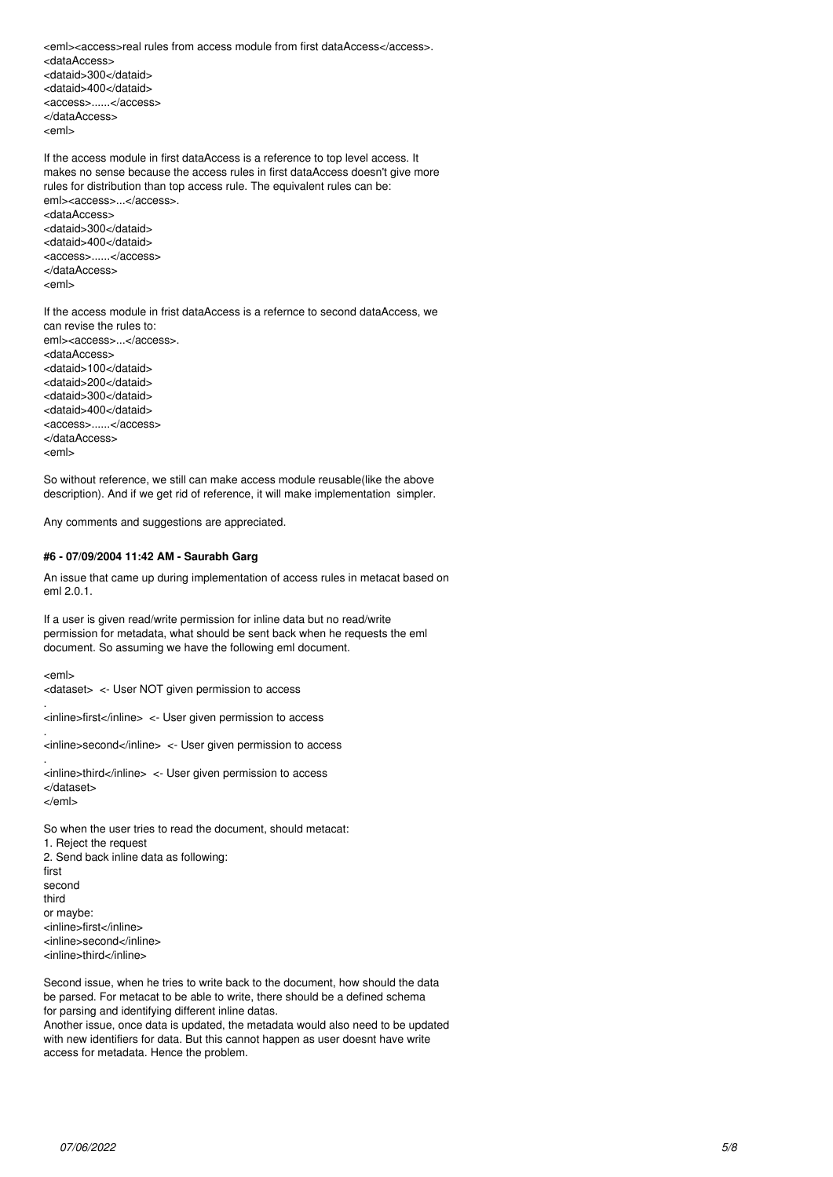<eml><access>real rules from access module from first dataAccess</access>.
<dataAccess>
<dataid>300</dataid>
<dataid>400</dataid>
<access>......</access>
</dataAccess>
<eml>

If the access module in first dataAccess is a reference to top level access. It makes no sense because the access rules in first dataAccess doesn't give more rules for distribution than top access rule. The equivalent rules can be:
eml><access>...</access>.
<dataAccess>
<dataid>300</dataid>
<dataid>400</dataid>
<access>......</access>
</dataAccess>
<eml>

If the access module in frist dataAccess is a refernce to second dataAccess, we can revise the rules to:
eml><access>...</access>.
<dataAccess>
<dataid>100</dataid>
<dataid>200</dataid>
<dataid>300</dataid>
<dataid>400</dataid>
<access>......</access>
</dataAccess>
<eml>

So without reference, we still can make access module reusable(like the above description). And if we get rid of reference, it will make implementation simpler.

Any comments and suggestions are appreciated.

#### #6 - 07/09/2004 11:42 AM - Saurabh Garg

An issue that came up during implementation of access rules in metacat based on eml 2.0.1.

If a user is given read/write permission for inline data but no read/write permission for metadata, what should be sent back when he requests the eml document. So assuming we have the following eml document.

<eml>
<dataset> <- User NOT given permission to access
.
<inline>first</inline> <- User given permission to access
.
<inline>second</inline> <- User given permission to access
.
<inline>third</inline> <- User given permission to access
</dataset>
</eml>

So when the user tries to read the document, should metacat:
1. Reject the request
2. Send back inline data as following:
first
second
third
or maybe:
<inline>first</inline>
<inline>second</inline>
<inline>third</inline>

Second issue, when he tries to write back to the document, how should the data be parsed. For metacat to be able to write, there should be a defined schema for parsing and identifying different inline datas.
Another issue, once data is updated, the metadata would also need to be updated with new identifiers for data. But this cannot happen as user doesnt have write access for metadata. Hence the problem.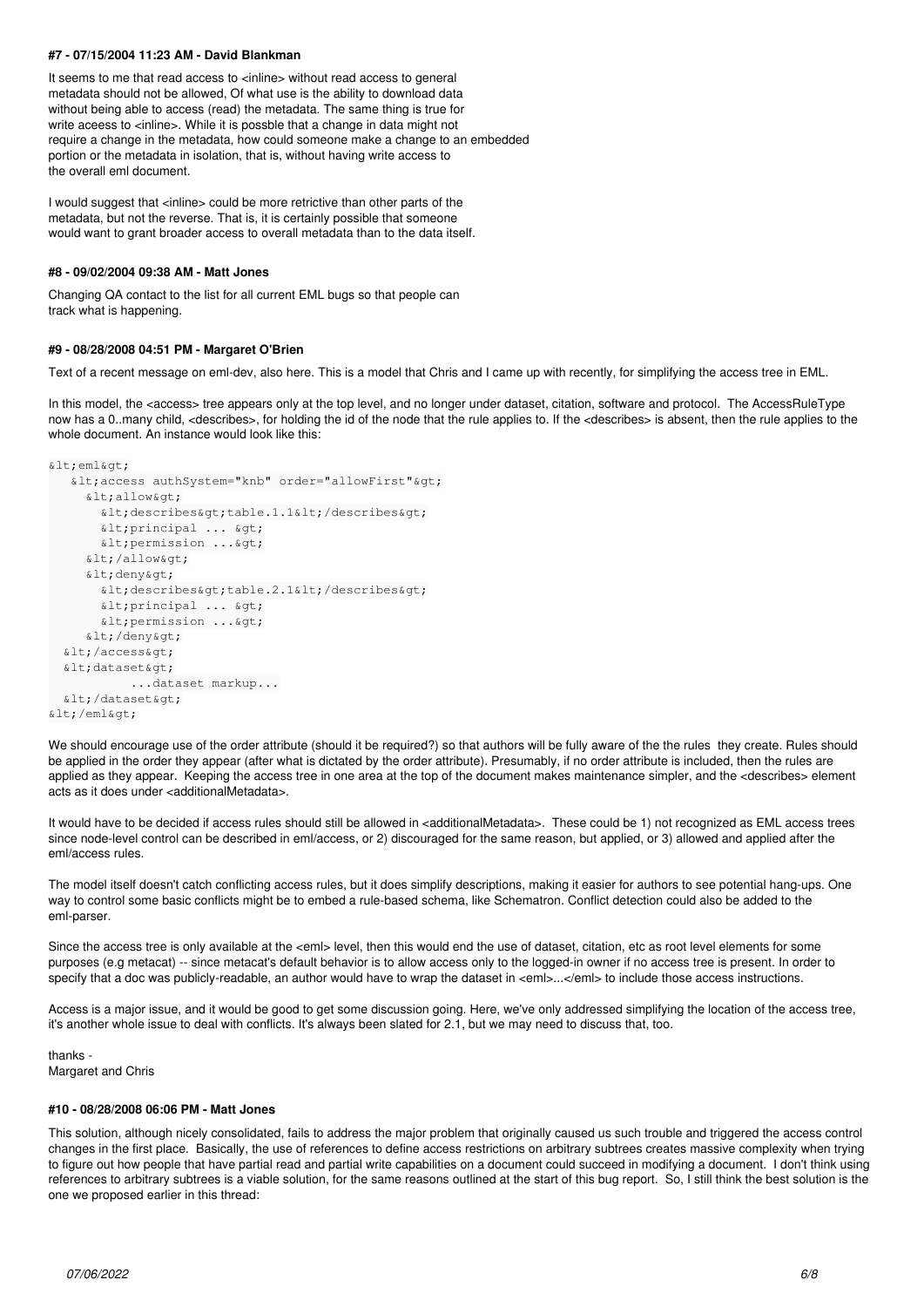#### #7 - 07/15/2004 11:23 AM - David Blankman

It seems to me that read access to <inline> without read access to general
metadata should not be allowed, Of what use is the ability to download data
without being able to access (read) the metadata. The same thing is true for
write aceess to <inline>. While it is possble that a change in data might not
require a change in the metadata, how could someone make a change to an embedded
portion or the metadata in isolation, that is, without having write access to
the overall eml document.

I would suggest that <inline> could be more retrictive than other parts of the
metadata, but not the reverse. That is, it is certainly possible that someone
would want to grant broader access to overall metadata than to the data itself.

#### #8 - 09/02/2004 09:38 AM - Matt Jones

Changing QA contact to the list for all current EML bugs so that people can
track what is happening.

#### #9 - 08/28/2008 04:51 PM - Margaret O'Brien

Text of a recent message on eml-dev, also here. This is a model that Chris and I came up with recently, for simplifying the access tree in EML.

In this model, the <access> tree appears only at the top level, and no longer under dataset, citation, software and protocol. The AccessRuleType now has a 0..many child, <describes>, for holding the id of the node that the rule applies to. If the <describes> is absent, then the rule applies to the whole document. An instance would look like this:

```
&lt;eml&gt;
   &lt;access authSystem="knb" order="allowFirst"&gt;
     &lt;allow&gt;
       &lt;describes&gt;table.1.1&lt;/describes&gt;
       &lt;principal ... &gt;
       &lt;permission ...&gt;
     &lt;/allow&gt;
     &lt;deny&gt;
       &lt;describes&gt;table.2.1&lt;/describes&gt;
       &lt;principal ... &gt;
       &lt;permission ...&gt;
     &lt;/deny&gt;
  &lt;/access&gt;
  &lt;dataset&gt;
          ...dataset markup...
  &lt;/dataset&gt;
&lt;/eml&gt;
```

We should encourage use of the order attribute (should it be required?) so that authors will be fully aware of the the rules they create. Rules should be applied in the order they appear (after what is dictated by the order attribute). Presumably, if no order attribute is included, then the rules are applied as they appear. Keeping the access tree in one area at the top of the document makes maintenance simpler, and the <describes> element acts as it does under <additionalMetadata>.

It would have to be decided if access rules should still be allowed in <additionalMetadata>. These could be 1) not recognized as EML access trees since node-level control can be described in eml/access, or 2) discouraged for the same reason, but applied, or 3) allowed and applied after the eml/access rules.

The model itself doesn't catch conflicting access rules, but it does simplify descriptions, making it easier for authors to see potential hang-ups. One way to control some basic conflicts might be to embed a rule-based schema, like Schematron. Conflict detection could also be added to the eml-parser.

Since the access tree is only available at the <eml> level, then this would end the use of dataset, citation, etc as root level elements for some purposes (e.g metacat) -- since metacat's default behavior is to allow access only to the logged-in owner if no access tree is present. In order to specify that a doc was publicly-readable, an author would have to wrap the dataset in <eml>...</eml> to include those access instructions.

Access is a major issue, and it would be good to get some discussion going. Here, we've only addressed simplifying the location of the access tree, it's another whole issue to deal with conflicts. It's always been slated for 2.1, but we may need to discuss that, too.

thanks -
Margaret and Chris

#### #10 - 08/28/2008 06:06 PM - Matt Jones

This solution, although nicely consolidated, fails to address the major problem that originally caused us such trouble and triggered the access control changes in the first place. Basically, the use of references to define access restrictions on arbitrary subtrees creates massive complexity when trying to figure out how people that have partial read and partial write capabilities on a document could succeed in modifying a document. I don't think using references to arbitrary subtrees is a viable solution, for the same reasons outlined at the start of this bug report. So, I still think the best solution is the one we proposed earlier in this thread: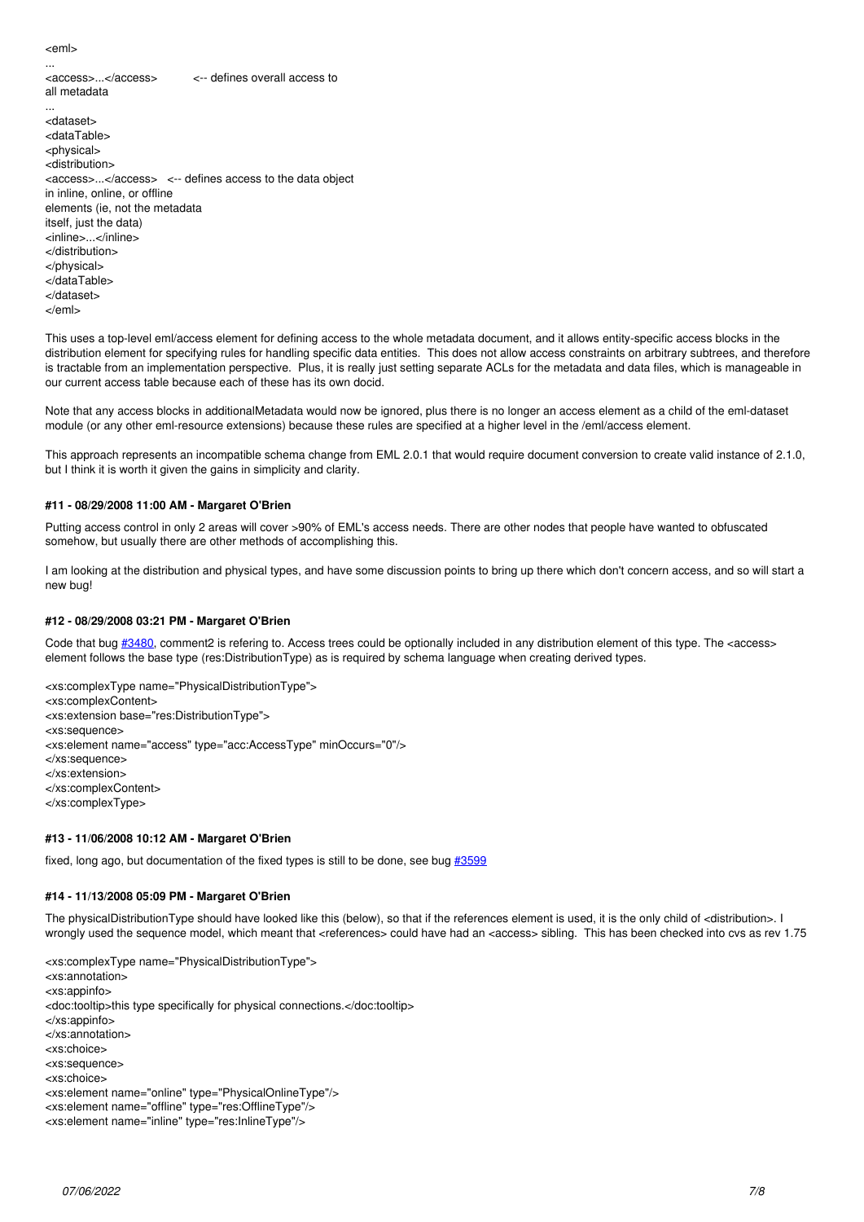```
<eml>
...
<access>...</access>          <-- defines overall access to
all metadata
...
<dataset>
<dataTable>
<physical>
<distribution>
<access>...</access>   <-- defines access to the data object
in inline, online, or offline
elements (ie, not the metadata
itself, just the data)
<inline>...</inline>
</distribution>
</physical>
</dataTable>
</dataset>
</eml>
```

This uses a top-level eml/access element for defining access to the whole metadata document, and it allows entity-specific access blocks in the distribution element for specifying rules for handling specific data entities. This does not allow access constraints on arbitrary subtrees, and therefore is tractable from an implementation perspective. Plus, it is really just setting separate ACLs for the metadata and data files, which is manageable in our current access table because each of these has its own docid.

Note that any access blocks in additionalMetadata would now be ignored, plus there is no longer an access element as a child of the eml-dataset module (or any other eml-resource extensions) because these rules are specified at a higher level in the /eml/access element.

This approach represents an incompatible schema change from EML 2.0.1 that would require document conversion to create valid instance of 2.1.0, but I think it is worth it given the gains in simplicity and clarity.

#### #11 - 08/29/2008 11:00 AM - Margaret O'Brien

Putting access control in only 2 areas will cover >90% of EML's access needs. There are other nodes that people have wanted to obfuscated somehow, but usually there are other methods of accomplishing this.

I am looking at the distribution and physical types, and have some discussion points to bring up there which don't concern access, and so will start a new bug!

#### #12 - 08/29/2008 03:21 PM - Margaret O'Brien

Code that bug #3480, comment2 is refering to. Access trees could be optionally included in any distribution element of this type. The <access> element follows the base type (res:DistributionType) as is required by schema language when creating derived types.

```
<xs:complexType name="PhysicalDistributionType">
<xs:complexContent>
<xs:extension base="res:DistributionType">
<xs:sequence>
<xs:element name="access" type="acc:AccessType" minOccurs="0"/>
</xs:sequence>
</xs:extension>
</xs:complexContent>
</xs:complexType>
```

#### #13 - 11/06/2008 10:12 AM - Margaret O'Brien

fixed, long ago, but documentation of the fixed types is still to be done, see bug #3599

#### #14 - 11/13/2008 05:09 PM - Margaret O'Brien

The physicalDistributionType should have looked like this (below), so that if the references element is used, it is the only child of <distribution>. I wrongly used the sequence model, which meant that <references> could have had an <access> sibling. This has been checked into cvs as rev 1.75

```
<xs:complexType name="PhysicalDistributionType">
<xs:annotation>
<xs:appinfo>
<doc:tooltip>this type specifically for physical connections.</doc:tooltip>
</xs:appinfo>
</xs:annotation>
<xs:choice>
<xs:sequence>
<xs:choice>
<xs:element name="online" type="PhysicalOnlineType"/>
<xs:element name="offline" type="res:OfflineType"/>
<xs:element name="inline" type="res:InlineType"/>
```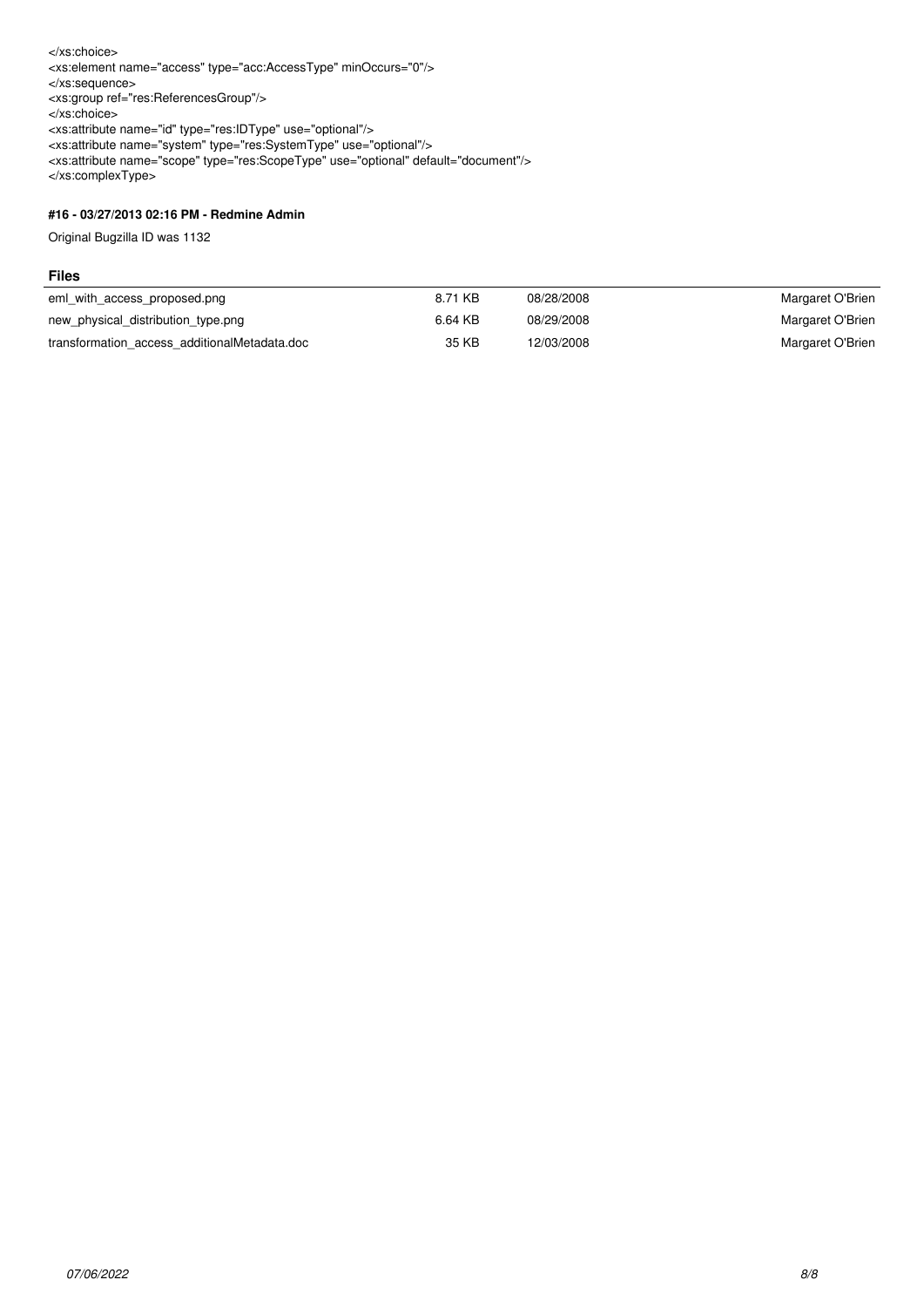```
</xs:choice>
<xs:element name="access" type="acc:AccessType" minOccurs="0"/>
</xs:sequence>
<xs:group ref="res:ReferencesGroup"/>
</xs:choice>
<xs:attribute name="id" type="res:IDType" use="optional"/>
<xs:attribute name="system" type="res:SystemType" use="optional"/>
<xs:attribute name="scope" type="res:ScopeType" use="optional" default="document"/>
</xs:complexType>
```

#### #16 - 03/27/2013 02:16 PM - Redmine Admin

Original Bugzilla ID was 1132

### Files

| | | | |
|---|---|---|---|
| eml_with_access_proposed.png | 8.71 KB | 08/28/2008 | Margaret O'Brien |
| new_physical_distribution_type.png | 6.64 KB | 08/29/2008 | Margaret O'Brien |
| transformation_access_additionalMetadata.doc | 35 KB | 12/03/2008 | Margaret O'Brien |